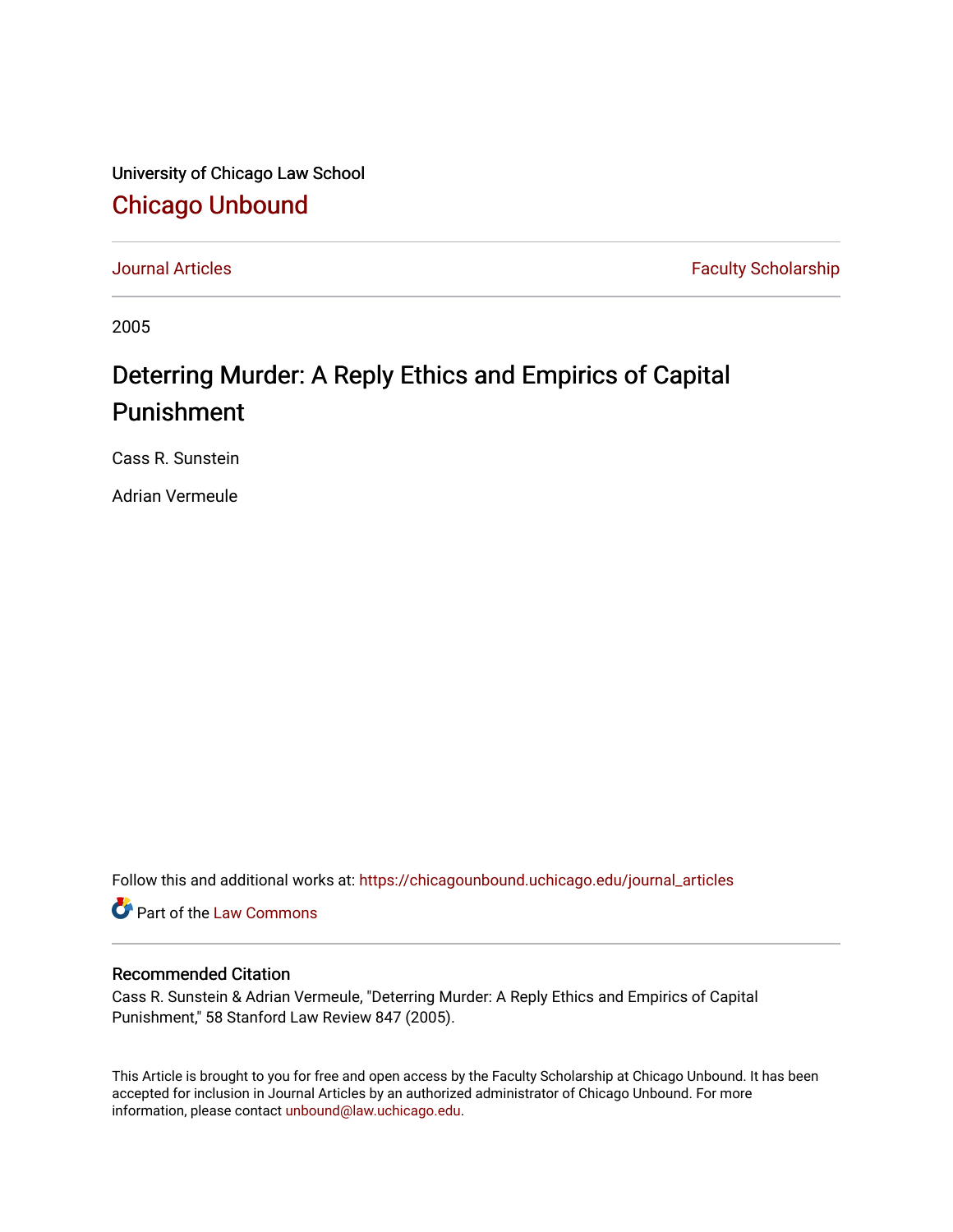University of Chicago Law School

# Chicago Unbound

Journal Articles | Faculty Scholarship

2005

## Deterring Murder: A Reply Ethics and Empirics of Capital Punishment

Cass R. Sunstein

Adrian Vermeule

Follow this and additional works at: https://chicagounbound.uchicago.edu/journal_articles

Part of the Law Commons

### Recommended Citation

Cass R. Sunstein & Adrian Vermeule, "Deterring Murder: A Reply Ethics and Empirics of Capital Punishment," 58 Stanford Law Review 847 (2005).

This Article is brought to you for free and open access by the Faculty Scholarship at Chicago Unbound. It has been accepted for inclusion in Journal Articles by an authorized administrator of Chicago Unbound. For more information, please contact unbound@law.uchicago.edu.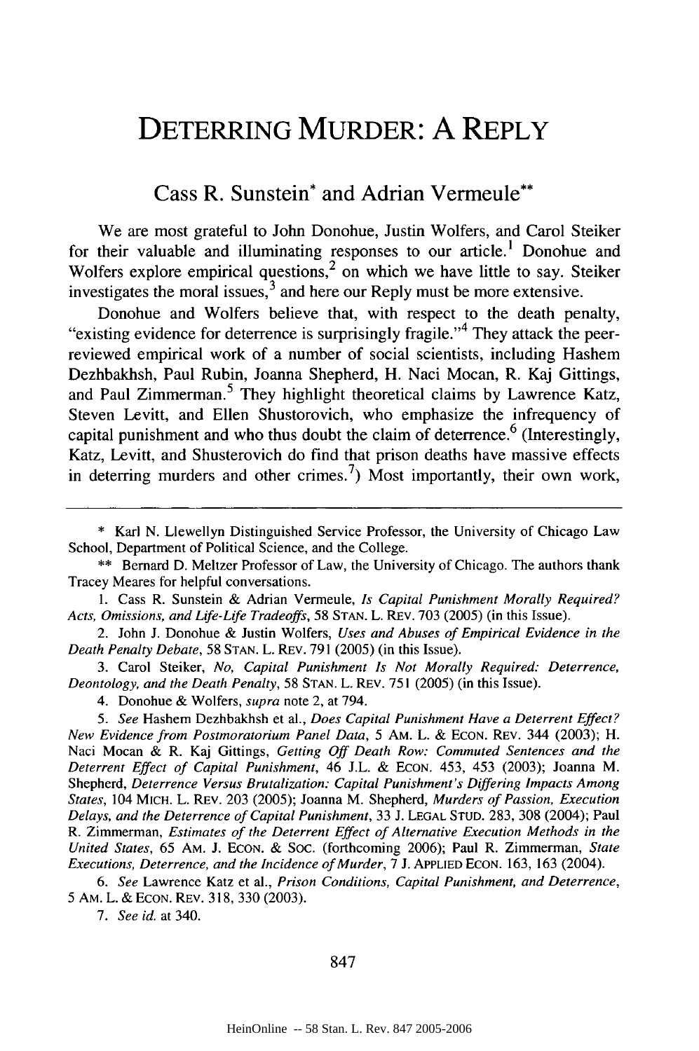# DETERRING MURDER: A REPLY

## Cass R. Sunstein* and Adrian Vermeule**

We are most grateful to John Donohue, Justin Wolfers, and Carol Steiker for their valuable and illuminating responses to our article.[1] Donohue and Wolfers explore empirical questions,[2] on which we have little to say. Steiker investigates the moral issues,[3] and here our Reply must be more extensive.

Donohue and Wolfers believe that, with respect to the death penalty, "existing evidence for deterrence is surprisingly fragile."[4] They attack the peer-reviewed empirical work of a number of social scientists, including Hashem Dezhbakhsh, Paul Rubin, Joanna Shepherd, H. Naci Mocan, R. Kaj Gittings, and Paul Zimmerman.[5] They highlight theoretical claims by Lawrence Katz, Steven Levitt, and Ellen Shustorovich, who emphasize the infrequency of capital punishment and who thus doubt the claim of deterrence.[6] (Interestingly, Katz, Levitt, and Shusterovich do find that prison deaths have massive effects in deterring murders and other crimes.[7]) Most importantly, their own work,

---

\* Karl N. Llewellyn Distinguished Service Professor, the University of Chicago Law School, Department of Political Science, and the College.

\*\* Bernard D. Meltzer Professor of Law, the University of Chicago. The authors thank Tracey Meares for helpful conversations.

1. Cass R. Sunstein & Adrian Vermeule, *Is Capital Punishment Morally Required? Acts, Omissions, and Life-Life Tradeoffs*, 58 STAN. L. REV. 703 (2005) (in this Issue).

2. John J. Donohue & Justin Wolfers, *Uses and Abuses of Empirical Evidence in the Death Penalty Debate*, 58 STAN. L. REV. 791 (2005) (in this Issue).

3. Carol Steiker, *No, Capital Punishment Is Not Morally Required: Deterrence, Deontology, and the Death Penalty*, 58 STAN. L. REV. 751 (2005) (in this Issue).

4. Donohue & Wolfers, *supra* note 2, at 794.

5. *See* Hashem Dezhbakhsh et al., *Does Capital Punishment Have a Deterrent Effect? New Evidence from Postmoratorium Panel Data*, 5 AM. L. & ECON. REV. 344 (2003); H. Naci Mocan & R. Kaj Gittings, *Getting Off Death Row: Commuted Sentences and the Deterrent Effect of Capital Punishment*, 46 J.L. & ECON. 453, 453 (2003); Joanna M. Shepherd, *Deterrence Versus Brutalization: Capital Punishment's Differing Impacts Among States*, 104 MICH. L. REV. 203 (2005); Joanna M. Shepherd, *Murders of Passion, Execution Delays, and the Deterrence of Capital Punishment*, 33 J. LEGAL STUD. 283, 308 (2004); Paul R. Zimmerman, *Estimates of the Deterrent Effect of Alternative Execution Methods in the United States*, 65 AM. J. ECON. & SOC. (forthcoming 2006); Paul R. Zimmerman, *State Executions, Deterrence, and the Incidence of Murder*, 7 J. APPLIED ECON. 163, 163 (2004).

6. *See* Lawrence Katz et al., *Prison Conditions, Capital Punishment, and Deterrence*, 5 AM. L. & ECON. REV. 318, 330 (2003).

7. *See id.* at 340.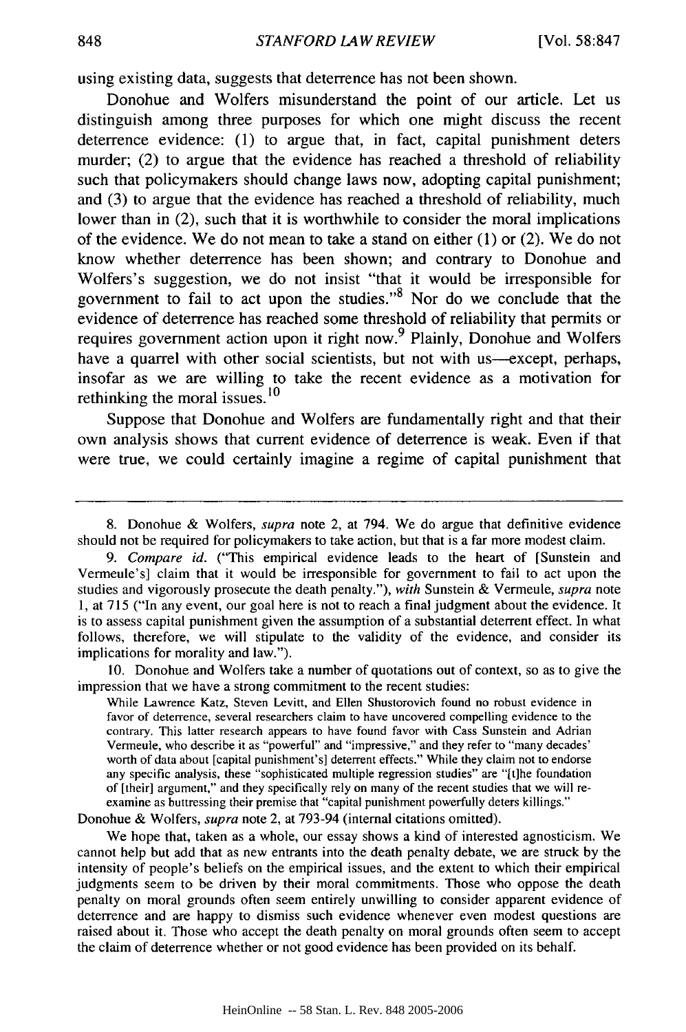using existing data, suggests that deterrence has not been shown.

Donohue and Wolfers misunderstand the point of our article. Let us distinguish among three purposes for which one might discuss the recent deterrence evidence: (1) to argue that, in fact, capital punishment deters murder; (2) to argue that the evidence has reached a threshold of reliability such that policymakers should change laws now, adopting capital punishment; and (3) to argue that the evidence has reached a threshold of reliability, much lower than in (2), such that it is worthwhile to consider the moral implications of the evidence. We do not mean to take a stand on either (1) or (2). We do not know whether deterrence has been shown; and contrary to Donohue and Wolfers's suggestion, we do not insist "that it would be irresponsible for government to fail to act upon the studies."[8] Nor do we conclude that the evidence of deterrence has reached some threshold of reliability that permits or requires government action upon it right now.[9] Plainly, Donohue and Wolfers have a quarrel with other social scientists, but not with us—except, perhaps, insofar as we are willing to take the recent evidence as a motivation for rethinking the moral issues.[10]

Suppose that Donohue and Wolfers are fundamentally right and that their own analysis shows that current evidence of deterrence is weak. Even if that were true, we could certainly imagine a regime of capital punishment that

---

8. Donohue & Wolfers, *supra* note 2, at 794. We do argue that definitive evidence should not be required for policymakers to take action, but that is a far more modest claim.

9. *Compare id.* ("This empirical evidence leads to the heart of [Sunstein and Vermeule's] claim that it would be irresponsible for government to fail to act upon the studies and vigorously prosecute the death penalty."), *with* Sunstein & Vermeule, *supra* note 1, at 715 ("In any event, our goal here is not to reach a final judgment about the evidence. It is to assess capital punishment given the assumption of a substantial deterrent effect. In what follows, therefore, we will stipulate to the validity of the evidence, and consider its implications for morality and law.").

10. Donohue and Wolfers take a number of quotations out of context, so as to give the impression that we have a strong commitment to the recent studies:

> While Lawrence Katz, Steven Levitt, and Ellen Shustorovich found no robust evidence in favor of deterrence, several researchers claim to have uncovered compelling evidence to the contrary. This latter research appears to have found favor with Cass Sunstein and Adrian Vermeule, who describe it as "powerful" and "impressive," and they refer to "many decades' worth of data about [capital punishment's] deterrent effects." While they claim not to endorse any specific analysis, these "sophisticated multiple regression studies" are "[t]he foundation of [their] argument," and they specifically rely on many of the recent studies that we will re-examine as buttressing their premise that "capital punishment powerfully deters killings."

Donohue & Wolfers, *supra* note 2, at 793-94 (internal citations omitted).

We hope that, taken as a whole, our essay shows a kind of interested agnosticism. We cannot help but add that as new entrants into the death penalty debate, we are struck by the intensity of people's beliefs on the empirical issues, and the extent to which their empirical judgments seem to be driven by their moral commitments. Those who oppose the death penalty on moral grounds often seem entirely unwilling to consider apparent evidence of deterrence and are happy to dismiss such evidence whenever even modest questions are raised about it. Those who accept the death penalty on moral grounds often seem to accept the claim of deterrence whether or not good evidence has been provided on its behalf.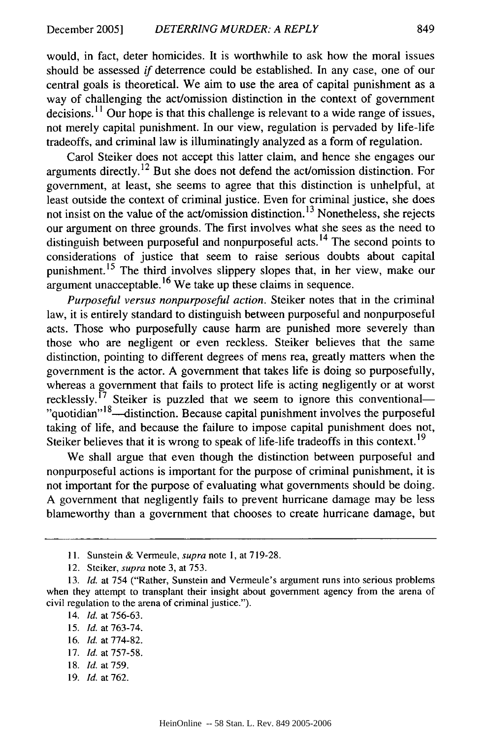would, in fact, deter homicides. It is worthwhile to ask how the moral issues should be assessed *if* deterrence could be established. In any case, one of our central goals is theoretical. We aim to use the area of capital punishment as a way of challenging the act/omission distinction in the context of government decisions.[11] Our hope is that this challenge is relevant to a wide range of issues, not merely capital punishment. In our view, regulation is pervaded by life-life tradeoffs, and criminal law is illuminatingly analyzed as a form of regulation.

Carol Steiker does not accept this latter claim, and hence she engages our arguments directly.[12] But she does not defend the act/omission distinction. For government, at least, she seems to agree that this distinction is unhelpful, at least outside the context of criminal justice. Even for criminal justice, she does not insist on the value of the act/omission distinction.[13] Nonetheless, she rejects our argument on three grounds. The first involves what she sees as the need to distinguish between purposeful and nonpurposeful acts.[14] The second points to considerations of justice that seem to raise serious doubts about capital punishment.[15] The third involves slippery slopes that, in her view, make our argument unacceptable.[16] We take up these claims in sequence.

*Purposeful versus nonpurposeful action.* Steiker notes that in the criminal law, it is entirely standard to distinguish between purposeful and nonpurposeful acts. Those who purposefully cause harm are punished more severely than those who are negligent or even reckless. Steiker believes that the same distinction, pointing to different degrees of mens rea, greatly matters when the government is the actor. A government that takes life is doing so purposefully, whereas a government that fails to protect life is acting negligently or at worst recklessly.[17] Steiker is puzzled that we seem to ignore this conventional—"quotidian"[18]—distinction. Because capital punishment involves the purposeful taking of life, and because the failure to impose capital punishment does not, Steiker believes that it is wrong to speak of life-life tradeoffs in this context.[19]

We shall argue that even though the distinction between purposeful and nonpurposeful actions is important for the purpose of criminal punishment, it is not important for the purpose of evaluating what governments should be doing. A government that negligently fails to prevent hurricane damage may be less blameworthy than a government that chooses to create hurricane damage, but

---

11. Sunstein & Vermeule, *supra* note 1, at 719-28.

12. Steiker, *supra* note 3, at 753.

13. *Id.* at 754 ("Rather, Sunstein and Vermeule's argument runs into serious problems when they attempt to transplant their insight about government agency from the arena of civil regulation to the arena of criminal justice.").

14. *Id.* at 756-63.

15. *Id.* at 763-74.

16. *Id.* at 774-82.

17. *Id.* at 757-58.

18. *Id.* at 759.

19. *Id.* at 762.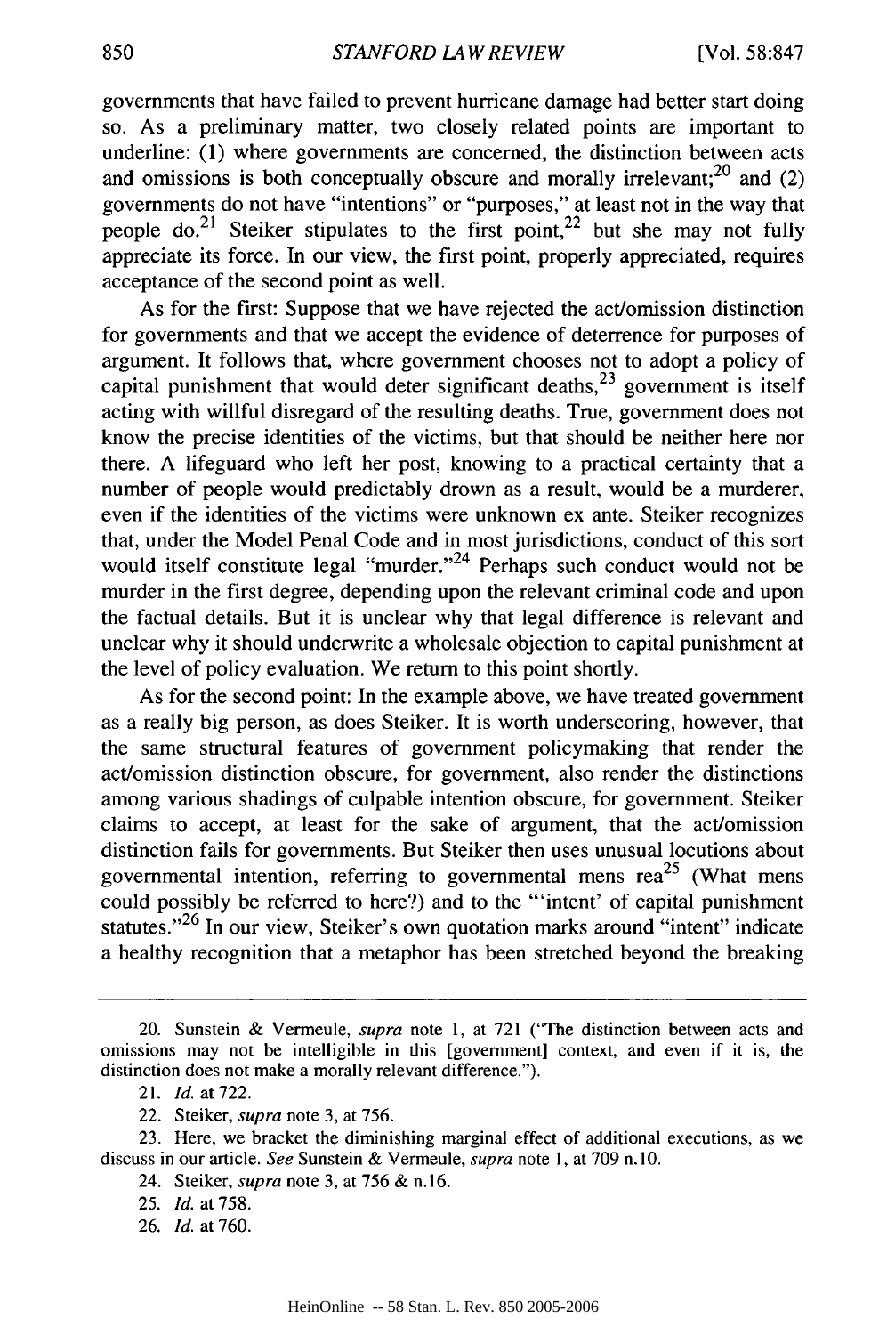governments that have failed to prevent hurricane damage had better start doing so. As a preliminary matter, two closely related points are important to underline: (1) where governments are concerned, the distinction between acts and omissions is both conceptually obscure and morally irrelevant;[20] and (2) governments do not have "intentions" or "purposes," at least not in the way that people do.[21] Steiker stipulates to the first point,[22] but she may not fully appreciate its force. In our view, the first point, properly appreciated, requires acceptance of the second point as well.

As for the first: Suppose that we have rejected the act/omission distinction for governments and that we accept the evidence of deterrence for purposes of argument. It follows that, where government chooses not to adopt a policy of capital punishment that would deter significant deaths,[23] government is itself acting with willful disregard of the resulting deaths. True, government does not know the precise identities of the victims, but that should be neither here nor there. A lifeguard who left her post, knowing to a practical certainty that a number of people would predictably drown as a result, would be a murderer, even if the identities of the victims were unknown ex ante. Steiker recognizes that, under the Model Penal Code and in most jurisdictions, conduct of this sort would itself constitute legal "murder."[24] Perhaps such conduct would not be murder in the first degree, depending upon the relevant criminal code and upon the factual details. But it is unclear why that legal difference is relevant and unclear why it should underwrite a wholesale objection to capital punishment at the level of policy evaluation. We return to this point shortly.

As for the second point: In the example above, we have treated government as a really big person, as does Steiker. It is worth underscoring, however, that the same structural features of government policymaking that render the act/omission distinction obscure, for government, also render the distinctions among various shadings of culpable intention obscure, for government. Steiker claims to accept, at least for the sake of argument, that the act/omission distinction fails for governments. But Steiker then uses unusual locutions about governmental intention, referring to governmental mens rea[25] (What mens could possibly be referred to here?) and to the "'intent' of capital punishment statutes."[26] In our view, Steiker's own quotation marks around "intent" indicate a healthy recognition that a metaphor has been stretched beyond the breaking

---

20. Sunstein & Vermeule, *supra* note 1, at 721 ("The distinction between acts and omissions may not be intelligible in this [government] context, and even if it is, the distinction does not make a morally relevant difference.").

21. *Id.* at 722.

22. Steiker, *supra* note 3, at 756.

23. Here, we bracket the diminishing marginal effect of additional executions, as we discuss in our article. *See* Sunstein & Vermeule, *supra* note 1, at 709 n.10.

24. Steiker, *supra* note 3, at 756 & n.16.

25. *Id.* at 758.

26. *Id.* at 760.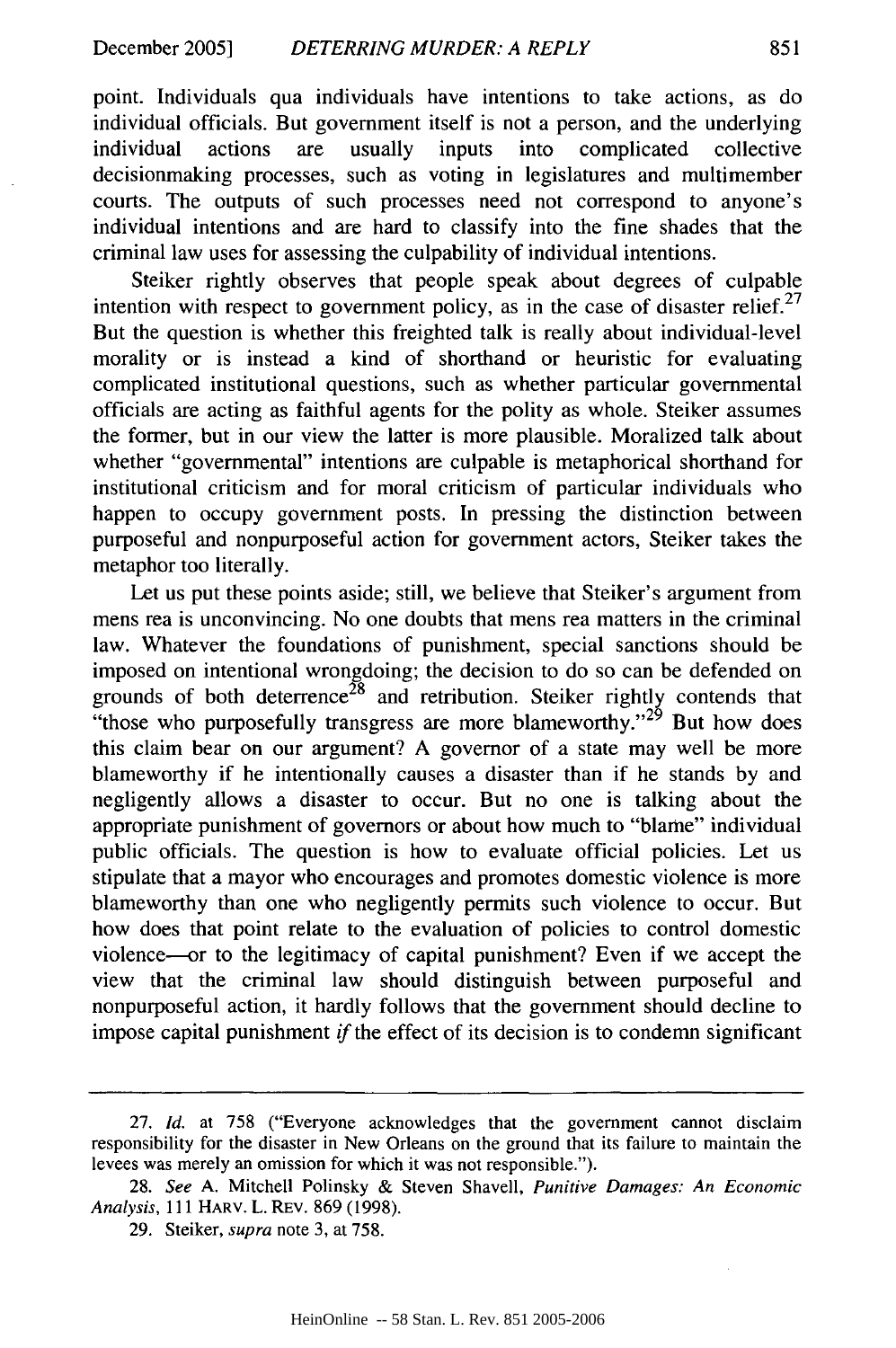point. Individuals qua individuals have intentions to take actions, as do individual officials. But government itself is not a person, and the underlying individual actions are usually inputs into complicated collective decisionmaking processes, such as voting in legislatures and multimember courts. The outputs of such processes need not correspond to anyone's individual intentions and are hard to classify into the fine shades that the criminal law uses for assessing the culpability of individual intentions.

Steiker rightly observes that people speak about degrees of culpable intention with respect to government policy, as in the case of disaster relief.[27] But the question is whether this freighted talk is really about individual-level morality or is instead a kind of shorthand or heuristic for evaluating complicated institutional questions, such as whether particular governmental officials are acting as faithful agents for the polity as whole. Steiker assumes the former, but in our view the latter is more plausible. Moralized talk about whether "governmental" intentions are culpable is metaphorical shorthand for institutional criticism and for moral criticism of particular individuals who happen to occupy government posts. In pressing the distinction between purposeful and nonpurposeful action for government actors, Steiker takes the metaphor too literally.

Let us put these points aside; still, we believe that Steiker's argument from mens rea is unconvincing. No one doubts that mens rea matters in the criminal law. Whatever the foundations of punishment, special sanctions should be imposed on intentional wrongdoing; the decision to do so can be defended on grounds of both deterrence[28] and retribution. Steiker rightly contends that "those who purposefully transgress are more blameworthy."[29] But how does this claim bear on our argument? A governor of a state may well be more blameworthy if he intentionally causes a disaster than if he stands by and negligently allows a disaster to occur. But no one is talking about the appropriate punishment of governors or about how much to "blame" individual public officials. The question is how to evaluate official policies. Let us stipulate that a mayor who encourages and promotes domestic violence is more blameworthy than one who negligently permits such violence to occur. But how does that point relate to the evaluation of policies to control domestic violence—or to the legitimacy of capital punishment? Even if we accept the view that the criminal law should distinguish between purposeful and nonpurposeful action, it hardly follows that the government should decline to impose capital punishment *if* the effect of its decision is to condemn significant

---

27. *Id.* at 758 ("Everyone acknowledges that the government cannot disclaim responsibility for the disaster in New Orleans on the ground that its failure to maintain the levees was merely an omission for which it was not responsible.").

28. *See* A. Mitchell Polinsky & Steven Shavell, *Punitive Damages: An Economic Analysis*, 111 HARV. L. REV. 869 (1998).

29. Steiker, *supra* note 3, at 758.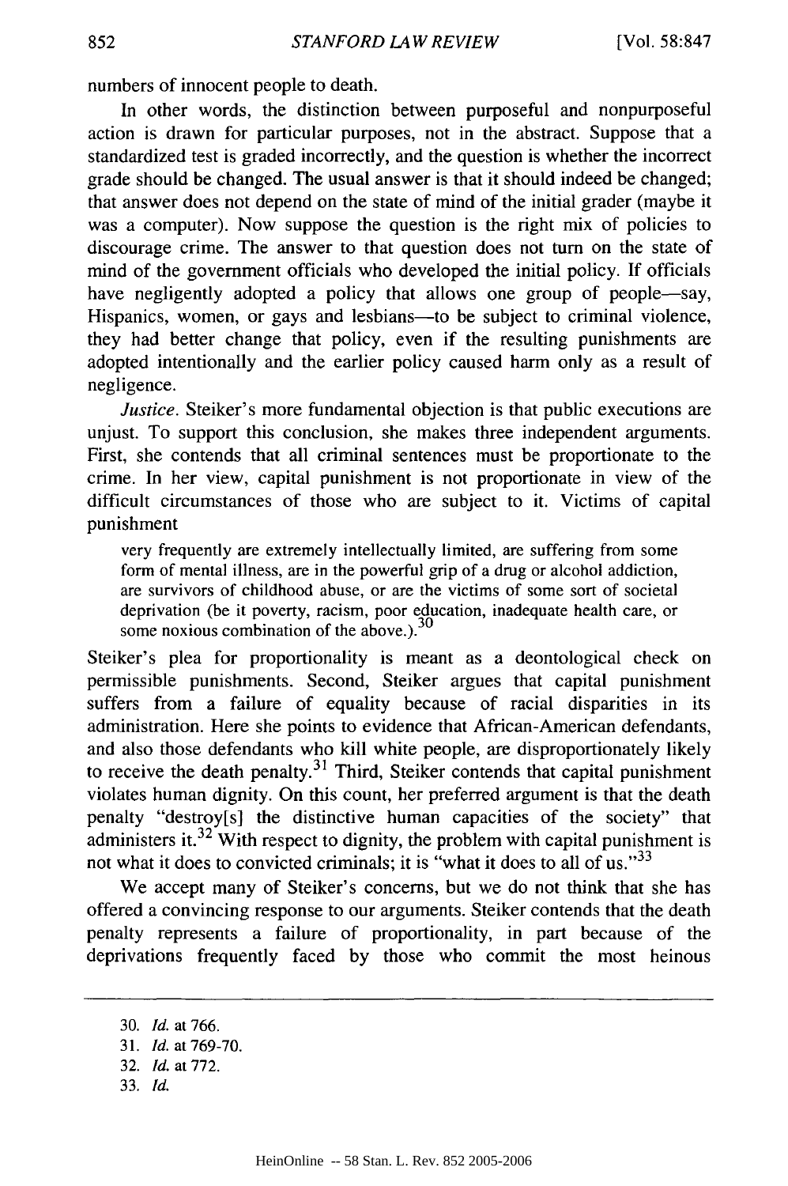numbers of innocent people to death.

In other words, the distinction between purposeful and nonpurposeful action is drawn for particular purposes, not in the abstract. Suppose that a standardized test is graded incorrectly, and the question is whether the incorrect grade should be changed. The usual answer is that it should indeed be changed; that answer does not depend on the state of mind of the initial grader (maybe it was a computer). Now suppose the question is the right mix of policies to discourage crime. The answer to that question does not turn on the state of mind of the government officials who developed the initial policy. If officials have negligently adopted a policy that allows one group of people—say, Hispanics, women, or gays and lesbians—to be subject to criminal violence, they had better change that policy, even if the resulting punishments are adopted intentionally and the earlier policy caused harm only as a result of negligence.

*Justice*. Steiker's more fundamental objection is that public executions are unjust. To support this conclusion, she makes three independent arguments. First, she contends that all criminal sentences must be proportionate to the crime. In her view, capital punishment is not proportionate in view of the difficult circumstances of those who are subject to it. Victims of capital punishment

> very frequently are extremely intellectually limited, are suffering from some form of mental illness, are in the powerful grip of a drug or alcohol addiction, are survivors of childhood abuse, or are the victims of some sort of societal deprivation (be it poverty, racism, poor education, inadequate health care, or some noxious combination of the above.).[30]

Steiker's plea for proportionality is meant as a deontological check on permissible punishments. Second, Steiker argues that capital punishment suffers from a failure of equality because of racial disparities in its administration. Here she points to evidence that African-American defendants, and also those defendants who kill white people, are disproportionately likely to receive the death penalty.[31] Third, Steiker contends that capital punishment violates human dignity. On this count, her preferred argument is that the death penalty "destroy[s] the distinctive human capacities of the society" that administers it.[32] With respect to dignity, the problem with capital punishment is not what it does to convicted criminals; it is "what it does to all of us."[33]

We accept many of Steiker's concerns, but we do not think that she has offered a convincing response to our arguments. Steiker contends that the death penalty represents a failure of proportionality, in part because of the deprivations frequently faced by those who commit the most heinous

30. *Id.* at 766.
31. *Id.* at 769-70.
32. *Id.* at 772.
33. *Id.*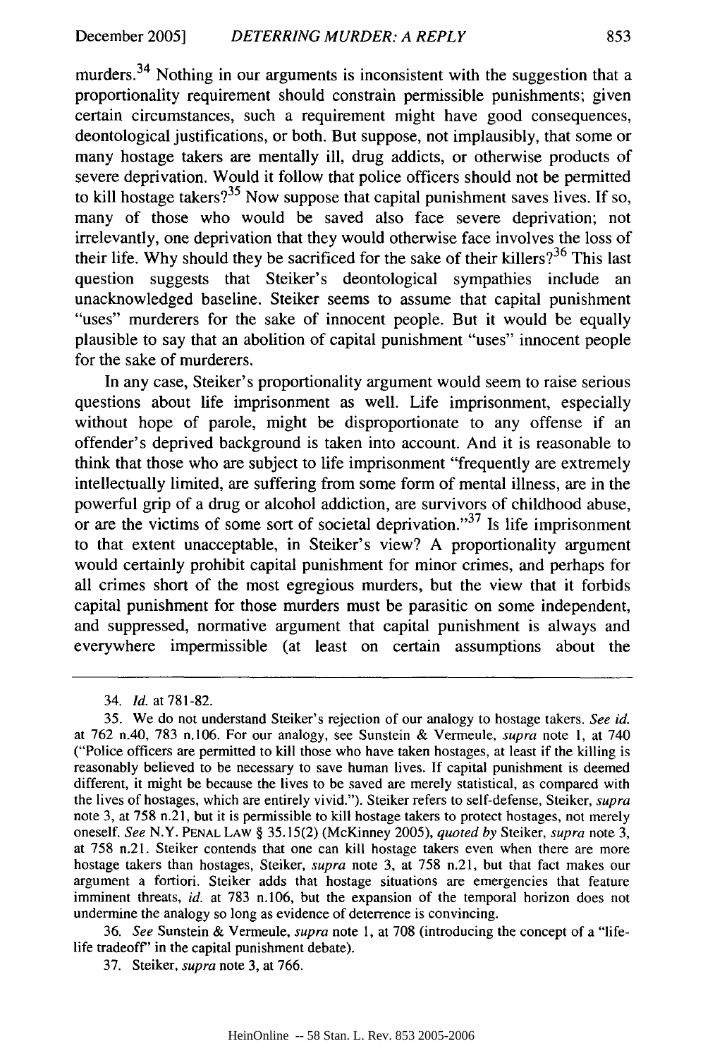murders.[34] Nothing in our arguments is inconsistent with the suggestion that a proportionality requirement should constrain permissible punishments; given certain circumstances, such a requirement might have good consequences, deontological justifications, or both. But suppose, not implausibly, that some or many hostage takers are mentally ill, drug addicts, or otherwise products of severe deprivation. Would it follow that police officers should not be permitted to kill hostage takers?[35] Now suppose that capital punishment saves lives. If so, many of those who would be saved also face severe deprivation; not irrelevantly, one deprivation that they would otherwise face involves the loss of their life. Why should they be sacrificed for the sake of their killers?[36] This last question suggests that Steiker's deontological sympathies include an unacknowledged baseline. Steiker seems to assume that capital punishment "uses" murderers for the sake of innocent people. But it would be equally plausible to say that an abolition of capital punishment "uses" innocent people for the sake of murderers.

In any case, Steiker's proportionality argument would seem to raise serious questions about life imprisonment as well. Life imprisonment, especially without hope of parole, might be disproportionate to any offense if an offender's deprived background is taken into account. And it is reasonable to think that those who are subject to life imprisonment "frequently are extremely intellectually limited, are suffering from some form of mental illness, are in the powerful grip of a drug or alcohol addiction, are survivors of childhood abuse, or are the victims of some sort of societal deprivation."[37] Is life imprisonment to that extent unacceptable, in Steiker's view? A proportionality argument would certainly prohibit capital punishment for minor crimes, and perhaps for all crimes short of the most egregious murders, but the view that it forbids capital punishment for those murders must be parasitic on some independent, and suppressed, normative argument that capital punishment is always and everywhere impermissible (at least on certain assumptions about the

---

34. *Id.* at 781-82.

35. We do not understand Steiker's rejection of our analogy to hostage takers. *See id.* at 762 n.40, 783 n.106. For our analogy, see Sunstein & Vermeule, *supra* note 1, at 740 ("Police officers are permitted to kill those who have taken hostages, at least if the killing is reasonably believed to be necessary to save human lives. If capital punishment is deemed different, it might be because the lives to be saved are merely statistical, as compared with the lives of hostages, which are entirely vivid."). Steiker refers to self-defense, Steiker, *supra* note 3, at 758 n.21, but it is permissible to kill hostage takers to protect hostages, not merely oneself. *See* N.Y. PENAL LAW § 35.15(2) (McKinney 2005), *quoted by* Steiker, *supra* note 3, at 758 n.21. Steiker contends that one can kill hostage takers even when there are more hostage takers than hostages, Steiker, *supra* note 3, at 758 n.21, but that fact makes our argument a fortiori. Steiker adds that hostage situations are emergencies that feature imminent threats, *id.* at 783 n.106, but the expansion of the temporal horizon does not undermine the analogy so long as evidence of deterrence is convincing.

36. *See* Sunstein & Vermeule, *supra* note 1, at 708 (introducing the concept of a "life-life tradeoff" in the capital punishment debate).

37. Steiker, *supra* note 3, at 766.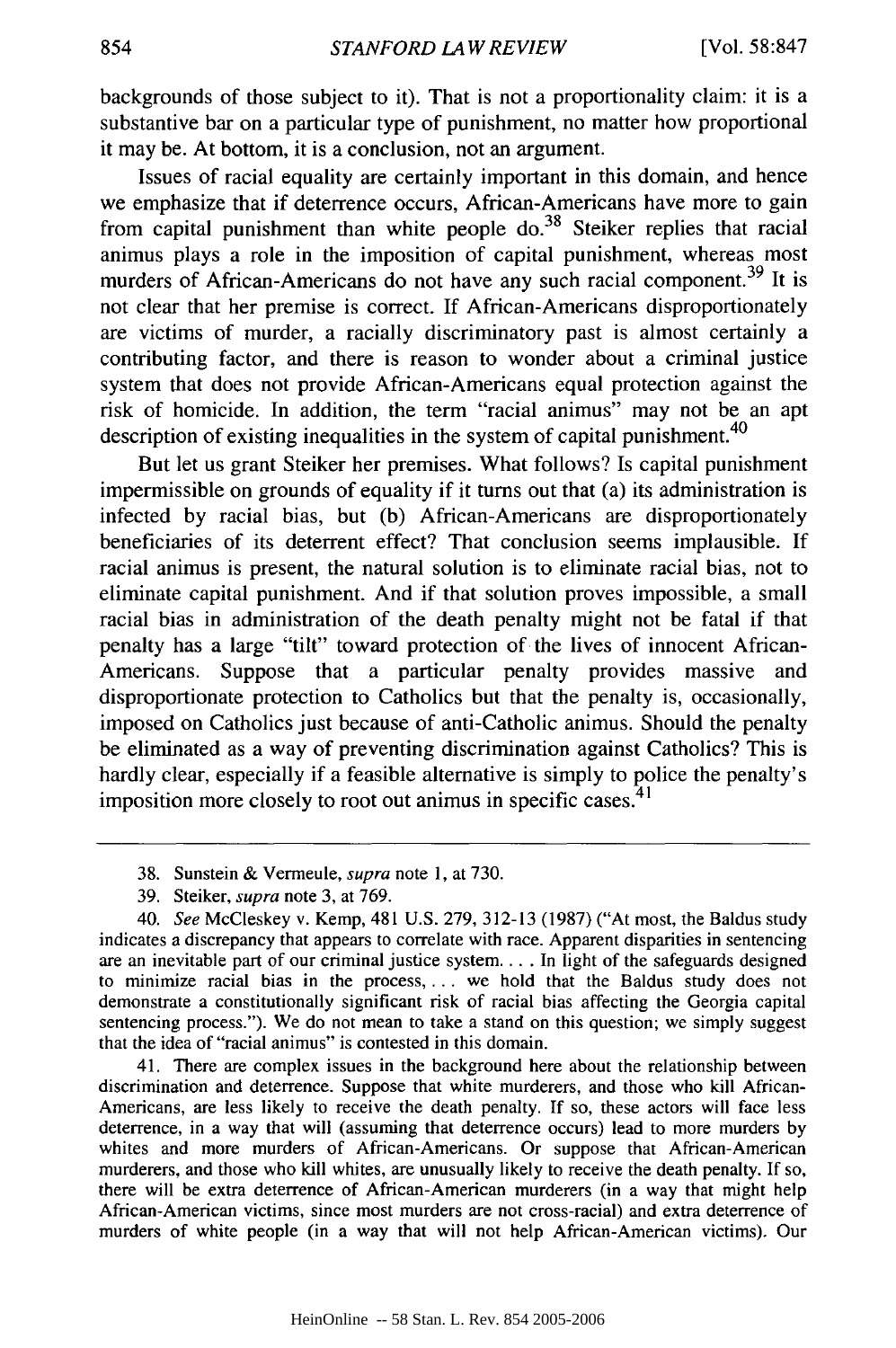backgrounds of those subject to it). That is not a proportionality claim: it is a substantive bar on a particular type of punishment, no matter how proportional it may be. At bottom, it is a conclusion, not an argument.

Issues of racial equality are certainly important in this domain, and hence we emphasize that if deterrence occurs, African-Americans have more to gain from capital punishment than white people do.[38] Steiker replies that racial animus plays a role in the imposition of capital punishment, whereas most murders of African-Americans do not have any such racial component.[39] It is not clear that her premise is correct. If African-Americans disproportionately are victims of murder, a racially discriminatory past is almost certainly a contributing factor, and there is reason to wonder about a criminal justice system that does not provide African-Americans equal protection against the risk of homicide. In addition, the term "racial animus" may not be an apt description of existing inequalities in the system of capital punishment.[40]

But let us grant Steiker her premises. What follows? Is capital punishment impermissible on grounds of equality if it turns out that (a) its administration is infected by racial bias, but (b) African-Americans are disproportionately beneficiaries of its deterrent effect? That conclusion seems implausible. If racial animus is present, the natural solution is to eliminate racial bias, not to eliminate capital punishment. And if that solution proves impossible, a small racial bias in administration of the death penalty might not be fatal if that penalty has a large "tilt" toward protection of the lives of innocent African-Americans. Suppose that a particular penalty provides massive and disproportionate protection to Catholics but that the penalty is, occasionally, imposed on Catholics just because of anti-Catholic animus. Should the penalty be eliminated as a way of preventing discrimination against Catholics? This is hardly clear, especially if a feasible alternative is simply to police the penalty's imposition more closely to root out animus in specific cases.[41]

---

38. Sunstein & Vermeule, *supra* note 1, at 730.

39. Steiker, *supra* note 3, at 769.

40. *See* McCleskey v. Kemp, 481 U.S. 279, 312-13 (1987) ("At most, the Baldus study indicates a discrepancy that appears to correlate with race. Apparent disparities in sentencing are an inevitable part of our criminal justice system. . . . In light of the safeguards designed to minimize racial bias in the process, . . . we hold that the Baldus study does not demonstrate a constitutionally significant risk of racial bias affecting the Georgia capital sentencing process."). We do not mean to take a stand on this question; we simply suggest that the idea of "racial animus" is contested in this domain.

41. There are complex issues in the background here about the relationship between discrimination and deterrence. Suppose that white murderers, and those who kill African-Americans, are less likely to receive the death penalty. If so, these actors will face less deterrence, in a way that will (assuming that deterrence occurs) lead to more murders by whites and more murders of African-Americans. Or suppose that African-American murderers, and those who kill whites, are unusually likely to receive the death penalty. If so, there will be extra deterrence of African-American murderers (in a way that might help African-American victims, since most murders are not cross-racial) and extra deterrence of murders of white people (in a way that will not help African-American victims). Our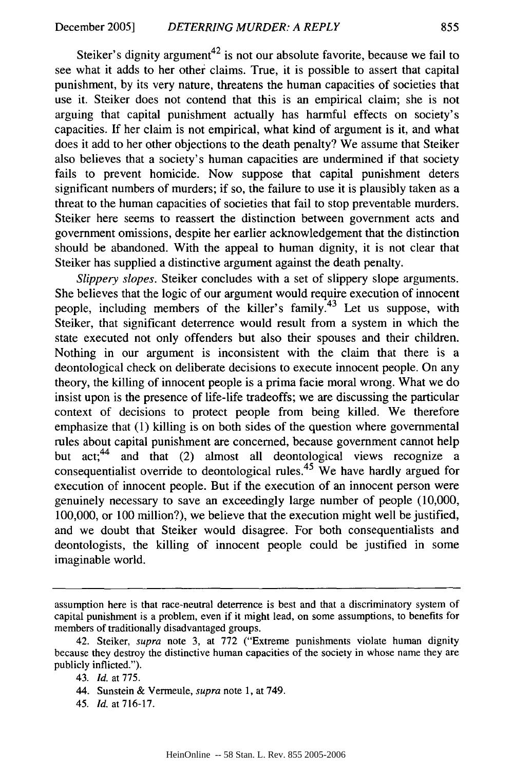Steiker's dignity argument[42] is not our absolute favorite, because we fail to see what it adds to her other claims. True, it is possible to assert that capital punishment, by its very nature, threatens the human capacities of societies that use it. Steiker does not contend that this is an empirical claim; she is not arguing that capital punishment actually has harmful effects on society's capacities. If her claim is not empirical, what kind of argument is it, and what does it add to her other objections to the death penalty? We assume that Steiker also believes that a society's human capacities are undermined if that society fails to prevent homicide. Now suppose that capital punishment deters significant numbers of murders; if so, the failure to use it is plausibly taken as a threat to the human capacities of societies that fail to stop preventable murders. Steiker here seems to reassert the distinction between government acts and government omissions, despite her earlier acknowledgement that the distinction should be abandoned. With the appeal to human dignity, it is not clear that Steiker has supplied a distinctive argument against the death penalty.

*Slippery slopes.* Steiker concludes with a set of slippery slope arguments. She believes that the logic of our argument would require execution of innocent people, including members of the killer's family.[43] Let us suppose, with Steiker, that significant deterrence would result from a system in which the state executed not only offenders but also their spouses and their children. Nothing in our argument is inconsistent with the claim that there is a deontological check on deliberate decisions to execute innocent people. On any theory, the killing of innocent people is a prima facie moral wrong. What we do insist upon is the presence of life-life tradeoffs; we are discussing the particular context of decisions to protect people from being killed. We therefore emphasize that (1) killing is on both sides of the question where governmental rules about capital punishment are concerned, because government cannot help but act;[44] and that (2) almost all deontological views recognize a consequentialist override to deontological rules.[45] We have hardly argued for execution of innocent people. But if the execution of an innocent person were genuinely necessary to save an exceedingly large number of people (10,000, 100,000, or 100 million?), we believe that the execution might well be justified, and we doubt that Steiker would disagree. For both consequentialists and deontologists, the killing of innocent people could be justified in some imaginable world.

---

assumption here is that race-neutral deterrence is best and that a discriminatory system of capital punishment is a problem, even if it might lead, on some assumptions, to benefits for members of traditionally disadvantaged groups.

42. Steiker, *supra* note 3, at 772 ("Extreme punishments violate human dignity because they destroy the distinctive human capacities of the society in whose name they are publicly inflicted.").

43. *Id.* at 775.

44. Sunstein & Vermeule, *supra* note 1, at 749.

45. *Id.* at 716-17.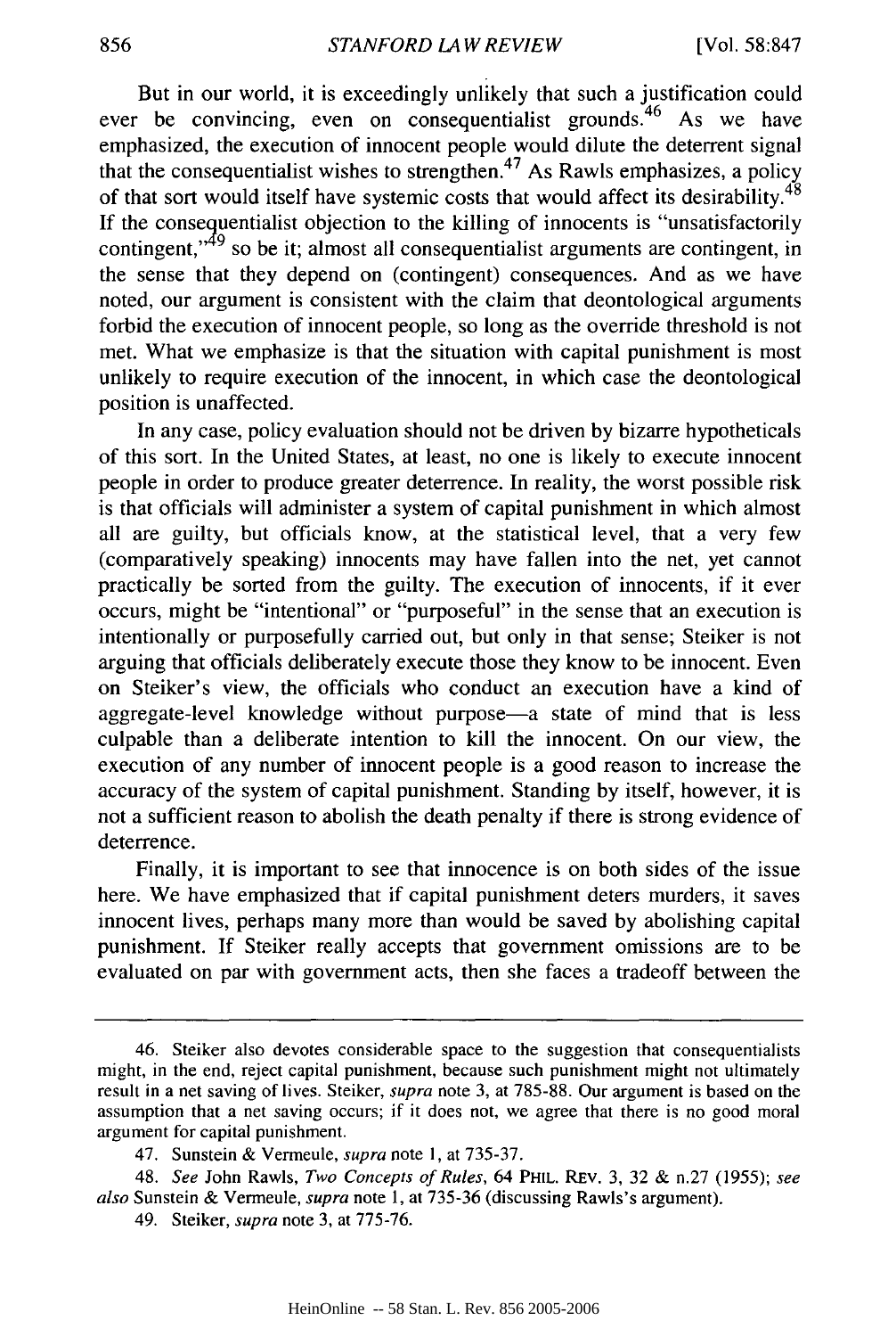But in our world, it is exceedingly unlikely that such a justification could ever be convincing, even on consequentialist grounds.[46] As we have emphasized, the execution of innocent people would dilute the deterrent signal that the consequentialist wishes to strengthen.[47] As Rawls emphasizes, a policy of that sort would itself have systemic costs that would affect its desirability.[48] If the consequentialist objection to the killing of innocents is "unsatisfactorily contingent,"[49] so be it; almost all consequentialist arguments are contingent, in the sense that they depend on (contingent) consequences. And as we have noted, our argument is consistent with the claim that deontological arguments forbid the execution of innocent people, so long as the override threshold is not met. What we emphasize is that the situation with capital punishment is most unlikely to require execution of the innocent, in which case the deontological position is unaffected.

In any case, policy evaluation should not be driven by bizarre hypotheticals of this sort. In the United States, at least, no one is likely to execute innocent people in order to produce greater deterrence. In reality, the worst possible risk is that officials will administer a system of capital punishment in which almost all are guilty, but officials know, at the statistical level, that a very few (comparatively speaking) innocents may have fallen into the net, yet cannot practically be sorted from the guilty. The execution of innocents, if it ever occurs, might be "intentional" or "purposeful" in the sense that an execution is intentionally or purposefully carried out, but only in that sense; Steiker is not arguing that officials deliberately execute those they know to be innocent. Even on Steiker's view, the officials who conduct an execution have a kind of aggregate-level knowledge without purpose—a state of mind that is less culpable than a deliberate intention to kill the innocent. On our view, the execution of any number of innocent people is a good reason to increase the accuracy of the system of capital punishment. Standing by itself, however, it is not a sufficient reason to abolish the death penalty if there is strong evidence of deterrence.

Finally, it is important to see that innocence is on both sides of the issue here. We have emphasized that if capital punishment deters murders, it saves innocent lives, perhaps many more than would be saved by abolishing capital punishment. If Steiker really accepts that government omissions are to be evaluated on par with government acts, then she faces a tradeoff between the

---

46. Steiker also devotes considerable space to the suggestion that consequentialists might, in the end, reject capital punishment, because such punishment might not ultimately result in a net saving of lives. Steiker, *supra* note 3, at 785-88. Our argument is based on the assumption that a net saving occurs; if it does not, we agree that there is no good moral argument for capital punishment.

47. Sunstein & Vermeule, *supra* note 1, at 735-37.

48. *See* John Rawls, *Two Concepts of Rules*, 64 PHIL. REV. 3, 32 & n.27 (1955); *see also* Sunstein & Vermeule, *supra* note 1, at 735-36 (discussing Rawls's argument).

49. Steiker, *supra* note 3, at 775-76.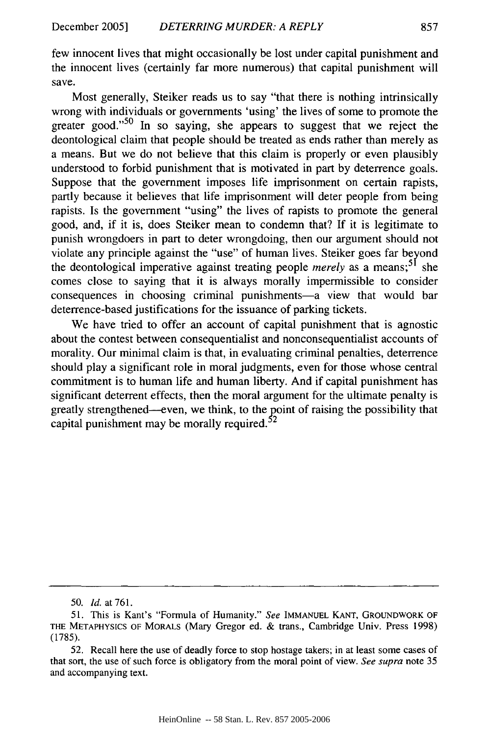few innocent lives that might occasionally be lost under capital punishment and the innocent lives (certainly far more numerous) that capital punishment will save.

Most generally, Steiker reads us to say "that there is nothing intrinsically wrong with individuals or governments 'using' the lives of some to promote the greater good."[50] In so saying, she appears to suggest that we reject the deontological claim that people should be treated as ends rather than merely as a means. But we do not believe that this claim is properly or even plausibly understood to forbid punishment that is motivated in part by deterrence goals. Suppose that the government imposes life imprisonment on certain rapists, partly because it believes that life imprisonment will deter people from being rapists. Is the government "using" the lives of rapists to promote the general good, and, if it is, does Steiker mean to condemn that? If it is legitimate to punish wrongdoers in part to deter wrongdoing, then our argument should not violate any principle against the "use" of human lives. Steiker goes far beyond the deontological imperative against treating people *merely* as a means;[51] she comes close to saying that it is always morally impermissible to consider consequences in choosing criminal punishments—a view that would bar deterrence-based justifications for the issuance of parking tickets.

We have tried to offer an account of capital punishment that is agnostic about the contest between consequentialist and nonconsequentialist accounts of morality. Our minimal claim is that, in evaluating criminal penalties, deterrence should play a significant role in moral judgments, even for those whose central commitment is to human life and human liberty. And if capital punishment has significant deterrent effects, then the moral argument for the ultimate penalty is greatly strengthened—even, we think, to the point of raising the possibility that capital punishment may be morally required.[52]

---

50. *Id.* at 761.

51. This is Kant's "Formula of Humanity." *See* IMMANUEL KANT, GROUNDWORK OF THE METAPHYSICS OF MORALS (Mary Gregor ed. & trans., Cambridge Univ. Press 1998) (1785).

52. Recall here the use of deadly force to stop hostage takers; in at least some cases of that sort, the use of such force is obligatory from the moral point of view. *See supra* note 35 and accompanying text.